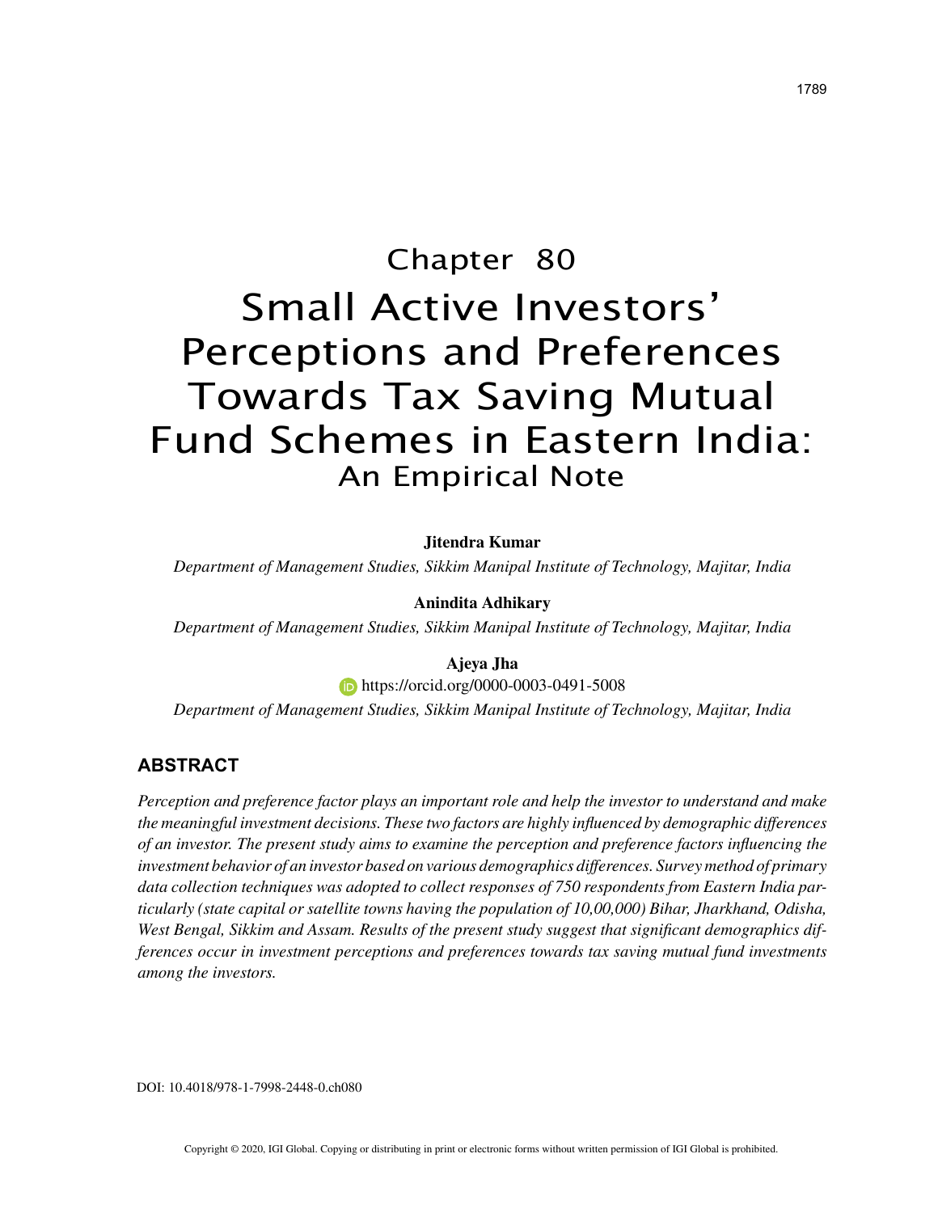Chapter 80

# Small Active Investors' Perceptions and Preferences Towards Tax Saving Mutual Fund Schemes in Eastern India: An Empirical Note

**Jitendra Kumar**

*Department of Management Studies, Sikkim Manipal Institute of Technology, Majitar, India*

**Anindita Adhikary**

*Department of Management Studies, Sikkim Manipal Institute of Technology, Majitar, India*

**Ajeya Jha**

https://orcid.org/0000-0003-0491-5008

*Department of Management Studies, Sikkim Manipal Institute of Technology, Majitar, India*

## ABSTRACT

*Perception and preference factor plays an important role and help the investor to understand and make the meaningful investment decisions. These two factors are highly influenced by demographic differences of an investor. The present study aims to examine the perception and preference factors influencing the investment behavior of an investor based on various demographics differences. Survey method of primary data collection techniques was adopted to collect responses of 750 respondents from Eastern India particularly (state capital or satellite towns having the population of 10,00,000) Bihar, Jharkhand, Odisha, West Bengal, Sikkim and Assam. Results of the present study suggest that significant demographics differences occur in investment perceptions and preferences towards tax saving mutual fund investments among the investors.*

DOI: 10.4018/978-1-7998-2448-0.ch080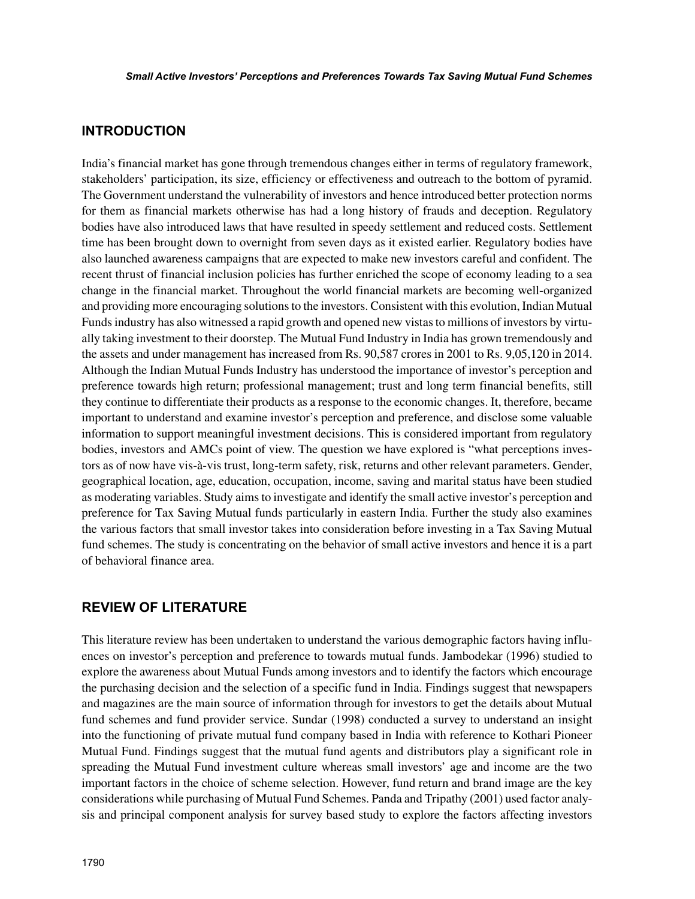## INTRODUCTION

India's financial market has gone through tremendous changes either in terms of regulatory framework, stakeholders' participation, its size, efficiency or effectiveness and outreach to the bottom of pyramid. The Government understand the vulnerability of investors and hence introduced better protection norms for them as financial markets otherwise has had a long history of frauds and deception. Regulatory bodies have also introduced laws that have resulted in speedy settlement and reduced costs. Settlement time has been brought down to overnight from seven days as it existed earlier. Regulatory bodies have also launched awareness campaigns that are expected to make new investors careful and confident. The recent thrust of financial inclusion policies has further enriched the scope of economy leading to a sea change in the financial market. Throughout the world financial markets are becoming well-organized and providing more encouraging solutions to the investors. Consistent with this evolution, Indian Mutual Funds industry has also witnessed a rapid growth and opened new vistas to millions of investors by virtually taking investment to their doorstep. The Mutual Fund Industry in India has grown tremendously and the assets and under management has increased from Rs. 90,587 crores in 2001 to Rs. 9,05,120 in 2014. Although the Indian Mutual Funds Industry has understood the importance of investor's perception and preference towards high return; professional management; trust and long term financial benefits, still they continue to differentiate their products as a response to the economic changes. It, therefore, became important to understand and examine investor's perception and preference, and disclose some valuable information to support meaningful investment decisions. This is considered important from regulatory bodies, investors and AMCs point of view. The question we have explored is "what perceptions investors as of now have vis-à-vis trust, long-term safety, risk, returns and other relevant parameters. Gender, geographical location, age, education, occupation, income, saving and marital status have been studied as moderating variables. Study aims to investigate and identify the small active investor's perception and preference for Tax Saving Mutual funds particularly in eastern India. Further the study also examines the various factors that small investor takes into consideration before investing in a Tax Saving Mutual fund schemes. The study is concentrating on the behavior of small active investors and hence it is a part of behavioral finance area.

## REVIEW OF LITERATURE

This literature review has been undertaken to understand the various demographic factors having influences on investor's perception and preference to towards mutual funds. Jambodekar (1996) studied to explore the awareness about Mutual Funds among investors and to identify the factors which encourage the purchasing decision and the selection of a specific fund in India. Findings suggest that newspapers and magazines are the main source of information through for investors to get the details about Mutual fund schemes and fund provider service. Sundar (1998) conducted a survey to understand an insight into the functioning of private mutual fund company based in India with reference to Kothari Pioneer Mutual Fund. Findings suggest that the mutual fund agents and distributors play a significant role in spreading the Mutual Fund investment culture whereas small investors' age and income are the two important factors in the choice of scheme selection. However, fund return and brand image are the key considerations while purchasing of Mutual Fund Schemes. Panda and Tripathy (2001) used factor analysis and principal component analysis for survey based study to explore the factors affecting investors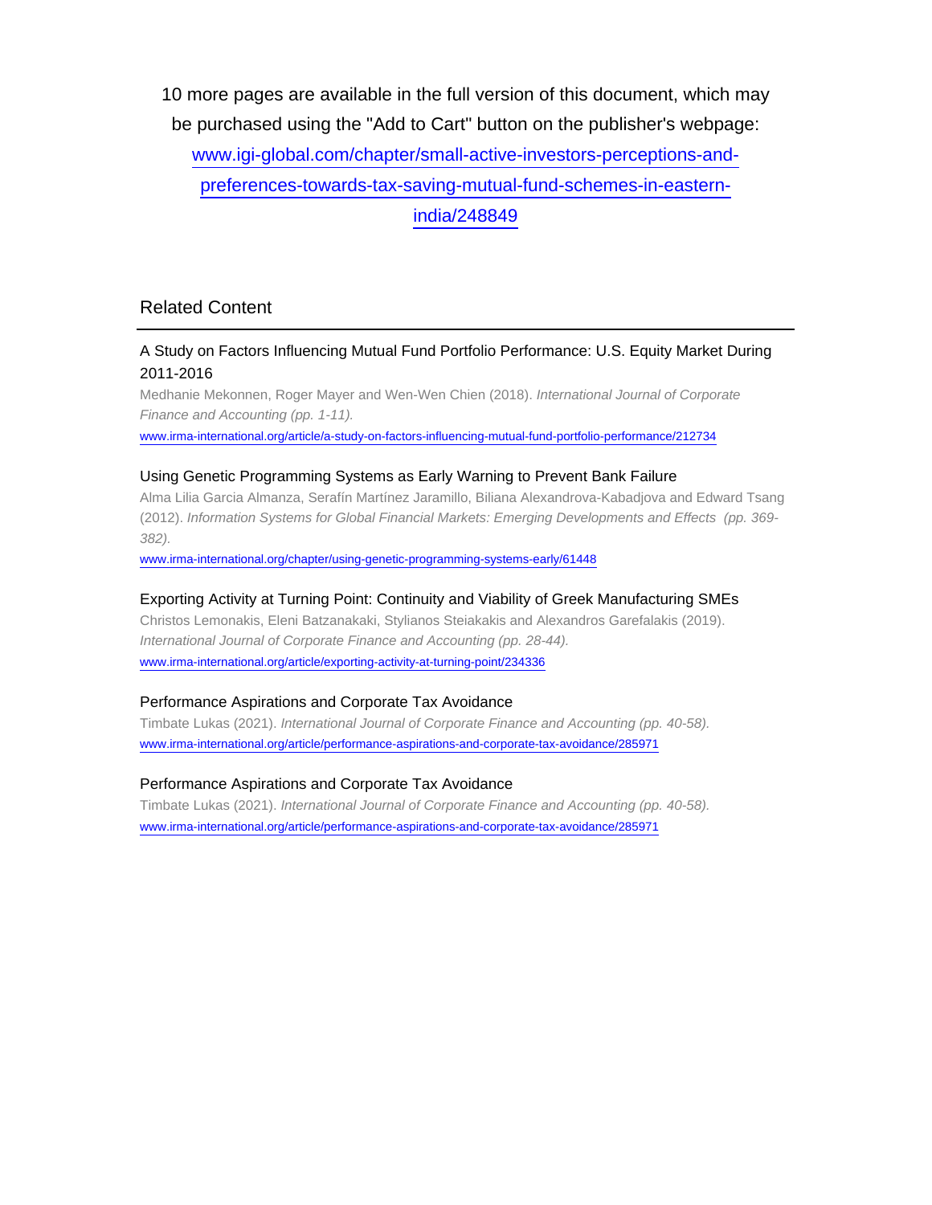10 more pages are available in the full version of this document, which may be purchased using the "Add to Cart" button on the publisher's webpage: www.igi-global.com/chapter/small-active-investors-perceptions-and-preferences-towards-tax-saving-mutual-fund-schemes-in-eastern-india/248849

## Related Content

A Study on Factors Influencing Mutual Fund Portfolio Performance: U.S. Equity Market During 2011-2016
Medhanie Mekonnen, Roger Mayer and Wen-Wen Chien (2018). *International Journal of Corporate Finance and Accounting (pp. 1-11).*
www.irma-international.org/article/a-study-on-factors-influencing-mutual-fund-portfolio-performance/212734

Using Genetic Programming Systems as Early Warning to Prevent Bank Failure
Alma Lilia Garcia Almanza, Serafín Martínez Jaramillo, Biliana Alexandrova-Kabadjova and Edward Tsang (2012). *Information Systems for Global Financial Markets: Emerging Developments and Effects (pp. 369-382).*
www.irma-international.org/chapter/using-genetic-programming-systems-early/61448

Exporting Activity at Turning Point: Continuity and Viability of Greek Manufacturing SMEs
Christos Lemonakis, Eleni Batzanakaki, Stylianos Steiakakis and Alexandros Garefalakis (2019). *International Journal of Corporate Finance and Accounting (pp. 28-44).*
www.irma-international.org/article/exporting-activity-at-turning-point/234336

Performance Aspirations and Corporate Tax Avoidance
Timbate Lukas (2021). *International Journal of Corporate Finance and Accounting (pp. 40-58).*
www.irma-international.org/article/performance-aspirations-and-corporate-tax-avoidance/285971

Performance Aspirations and Corporate Tax Avoidance
Timbate Lukas (2021). *International Journal of Corporate Finance and Accounting (pp. 40-58).*
www.irma-international.org/article/performance-aspirations-and-corporate-tax-avoidance/285971